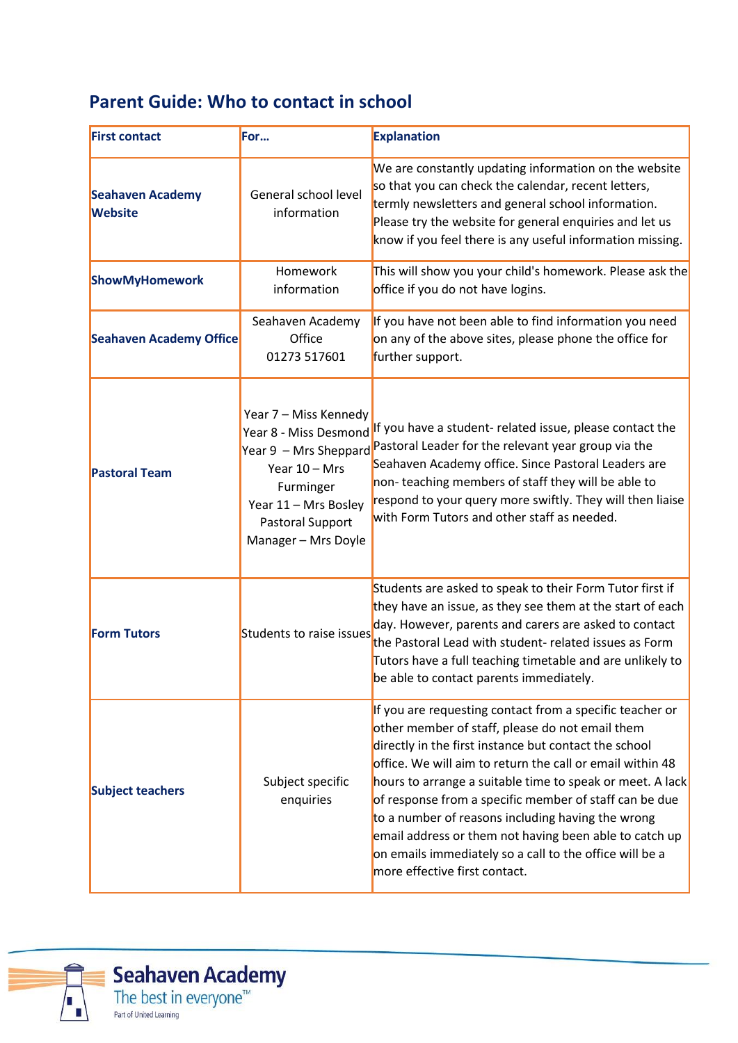## Parent Guide: Who to contact in school

| First contact | For… | Explanation |
|---|---|---|
| **Seahaven Academy Website** | General school level information | We are constantly updating information on the website so that you can check the calendar, recent letters, termly newsletters and general school information. Please try the website for general enquiries and let us know if you feel there is any useful information missing. |
| **ShowMyHomework** | Homework information | This will show you your child's homework. Please ask the office if you do not have logins. |
| **Seahaven Academy Office** | Seahaven Academy Office 01273 517601 | If you have not been able to find information you need on any of the above sites, please phone the office for further support. |
| **Pastoral Team** | Year 7 – Miss Kennedy<br>Year 8 - Miss Desmond<br>Year 9 – Mrs Sheppard<br>Year 10 – Mrs Furminger<br>Year 11 – Mrs Bosley<br>Pastoral Support Manager – Mrs Doyle | If you have a student- related issue, please contact the Pastoral Leader for the relevant year group via the Seahaven Academy office. Since Pastoral Leaders are non- teaching members of staff they will be able to respond to your query more swiftly. They will then liaise with Form Tutors and other staff as needed. |
| **Form Tutors** | Students to raise issues | Students are asked to speak to their Form Tutor first if they have an issue, as they see them at the start of each day. However, parents and carers are asked to contact the Pastoral Lead with student- related issues as Form Tutors have a full teaching timetable and are unlikely to be able to contact parents immediately. |
| **Subject teachers** | Subject specific enquiries | If you are requesting contact from a specific teacher or other member of staff, please do not email them directly in the first instance but contact the school office. We will aim to return the call or email within 48 hours to arrange a suitable time to speak or meet. A lack of response from a specific member of staff can be due to a number of reasons including having the wrong email address or them not having been able to catch up on emails immediately so a call to the office will be a more effective first contact. |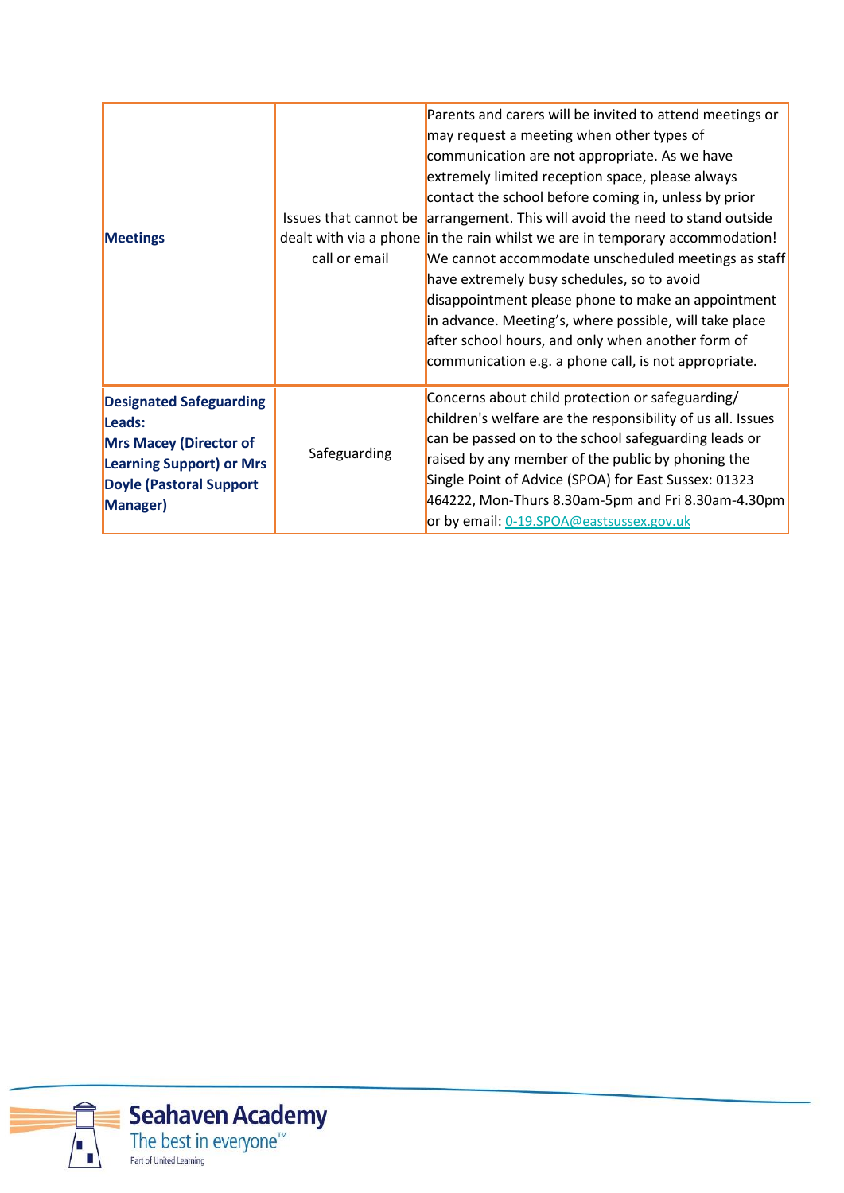| | | |
|---|---|---|
| **Meetings** | Issues that cannot be dealt with via a phone call or email | Parents and carers will be invited to attend meetings or may request a meeting when other types of communication are not appropriate. As we have extremely limited reception space, please always contact the school before coming in, unless by prior arrangement. This will avoid the need to stand outside in the rain whilst we are in temporary accommodation! We cannot accommodate unscheduled meetings as staff have extremely busy schedules, so to avoid disappointment please phone to make an appointment in advance. Meeting's, where possible, will take place after school hours, and only when another form of communication e.g. a phone call, is not appropriate. |
| **Designated Safeguarding Leads: Mrs Macey (Director of Learning Support) or Mrs Doyle (Pastoral Support Manager)** | Safeguarding | Concerns about child protection or safeguarding/ children's welfare are the responsibility of us all. Issues can be passed on to the school safeguarding leads or raised by any member of the public by phoning the Single Point of Advice (SPOA) for East Sussex: 01323 464222, Mon-Thurs 8.30am-5pm and Fri 8.30am-4.30pm or by email: 0-19.SPOA@eastsussex.gov.uk |